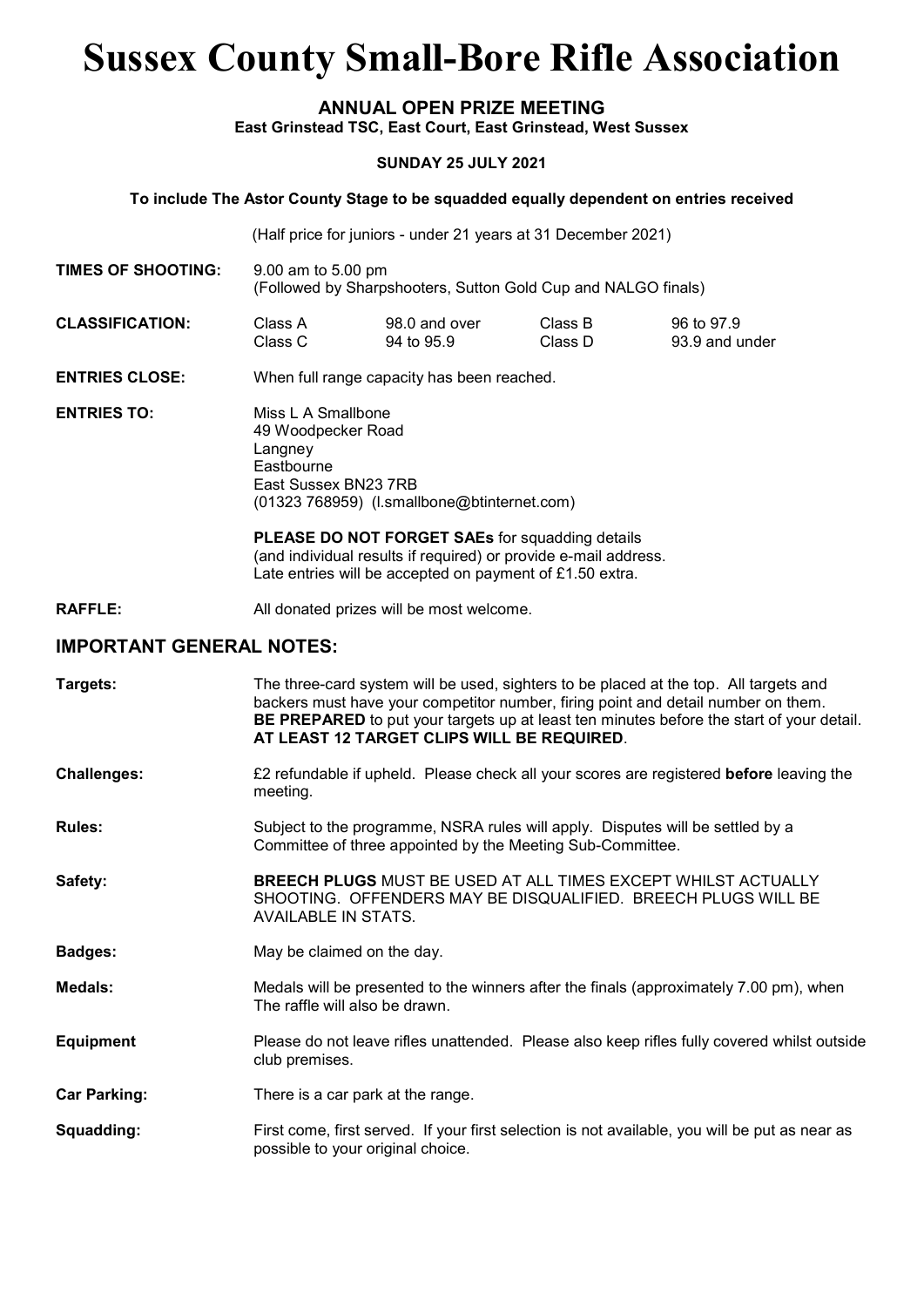# Sussex County Small-Bore Rifle Association

## ANNUAL OPEN PRIZE MEETING

**East Grinstead TSC, East Court, East Grinstead, West Sussex**

**SUNDAY 25 JULY 2021**

**To include The Astor County Stage to be squadded equally dependent on entries received**

(Half price for juniors - under 21 years at 31 December 2021)

**TIMES OF SHOOTING:** 9.00 am to 5.00 pm
(Followed by Sharpshooters, Sutton Gold Cup and NALGO finals)

**CLASSIFICATION:**

| Class | Score | Class | Score |
|---|---|---|---|
| Class A | 98.0 and over | Class B | 96 to 97.9 |
| Class C | 94 to 95.9 | Class D | 93.9 and under |

**ENTRIES CLOSE:** When full range capacity has been reached.

**ENTRIES TO:** Miss L A Smallbone
49 Woodpecker Road
Langney
Eastbourne
East Sussex BN23 7RB
(01323 768959) (l.smallbone@btinternet.com)

**PLEASE DO NOT FORGET SAEs** for squadding details
(and individual results if required) or provide e-mail address.
Late entries will be accepted on payment of £1.50 extra.

**RAFFLE:** All donated prizes will be most welcome.

## IMPORTANT GENERAL NOTES:

**Targets:** The three-card system will be used, sighters to be placed at the top. All targets and backers must have your competitor number, firing point and detail number on them. **BE PREPARED** to put your targets up at least ten minutes before the start of your detail. **AT LEAST 12 TARGET CLIPS WILL BE REQUIRED**.

**Challenges:** £2 refundable if upheld. Please check all your scores are registered **before** leaving the meeting.

**Rules:** Subject to the programme, NSRA rules will apply. Disputes will be settled by a Committee of three appointed by the Meeting Sub-Committee.

**Safety:** **BREECH PLUGS** MUST BE USED AT ALL TIMES EXCEPT WHILST ACTUALLY SHOOTING. OFFENDERS MAY BE DISQUALIFIED. BREECH PLUGS WILL BE AVAILABLE IN STATS.

**Badges:** May be claimed on the day.

**Medals:** Medals will be presented to the winners after the finals (approximately 7.00 pm), when The raffle will also be drawn.

**Equipment** Please do not leave rifles unattended. Please also keep rifles fully covered whilst outside club premises.

**Car Parking:** There is a car park at the range.

**Squadding:** First come, first served. If your first selection is not available, you will be put as near as possible to your original choice.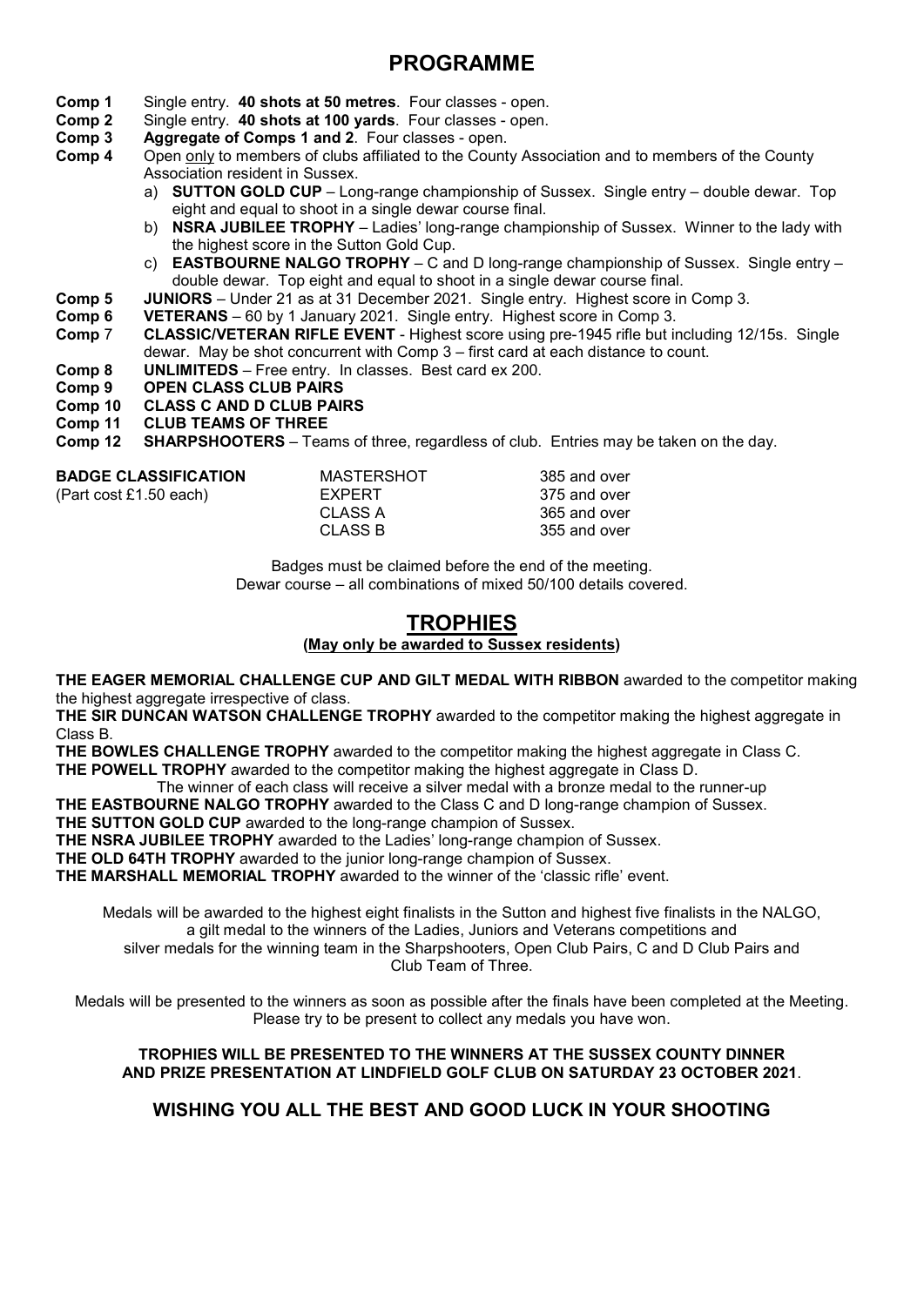# PROGRAMME

**Comp 1** Single entry. **40 shots at 50 metres**. Four classes - open.

**Comp 2** Single entry. **40 shots at 100 yards**. Four classes - open.

**Comp 3** **Aggregate of Comps 1 and 2**. Four classes - open.

**Comp 4** Open only to members of clubs affiliated to the County Association and to members of the County Association resident in Sussex.

- a) **SUTTON GOLD CUP** – Long-range championship of Sussex. Single entry – double dewar. Top eight and equal to shoot in a single dewar course final.
- b) **NSRA JUBILEE TROPHY** – Ladies' long-range championship of Sussex. Winner to the lady with the highest score in the Sutton Gold Cup.
- c) **EASTBOURNE NALGO TROPHY** – C and D long-range championship of Sussex. Single entry – double dewar. Top eight and equal to shoot in a single dewar course final.

**Comp 5** **JUNIORS** – Under 21 as at 31 December 2021. Single entry. Highest score in Comp 3.

**Comp 6** **VETERANS** – 60 by 1 January 2021. Single entry. Highest score in Comp 3.

**Comp 7** **CLASSIC/VETERAN RIFLE EVENT** - Highest score using pre-1945 rifle but including 12/15s. Single dewar. May be shot concurrent with Comp 3 – first card at each distance to count.

**Comp 8** **UNLIMITEDS** – Free entry. In classes. Best card ex 200.

**Comp 9** **OPEN CLASS CLUB PAIRS**

**Comp 10** **CLASS C AND D CLUB PAIRS**

**Comp 11** **CLUB TEAMS OF THREE**

**Comp 12** **SHARPSHOOTERS** – Teams of three, regardless of club. Entries may be taken on the day.

| **BADGE CLASSIFICATION** | MASTERSHOT | 385 and over |
|---|---|---|
| (Part cost £1.50 each) | EXPERT | 375 and over |
| | CLASS A | 365 and over |
| | CLASS B | 355 and over |

Badges must be claimed before the end of the meeting.
Dewar course – all combinations of mixed 50/100 details covered.

# TROPHIES

**(May only be awarded to Sussex residents)**

**THE EAGER MEMORIAL CHALLENGE CUP AND GILT MEDAL WITH RIBBON** awarded to the competitor making the highest aggregate irrespective of class.

**THE SIR DUNCAN WATSON CHALLENGE TROPHY** awarded to the competitor making the highest aggregate in Class B.

**THE BOWLES CHALLENGE TROPHY** awarded to the competitor making the highest aggregate in Class C.

**THE POWELL TROPHY** awarded to the competitor making the highest aggregate in Class D.

The winner of each class will receive a silver medal with a bronze medal to the runner-up

**THE EASTBOURNE NALGO TROPHY** awarded to the Class C and D long-range champion of Sussex.

**THE SUTTON GOLD CUP** awarded to the long-range champion of Sussex.

**THE NSRA JUBILEE TROPHY** awarded to the Ladies' long-range champion of Sussex.

**THE OLD 64TH TROPHY** awarded to the junior long-range champion of Sussex.

**THE MARSHALL MEMORIAL TROPHY** awarded to the winner of the 'classic rifle' event.

Medals will be awarded to the highest eight finalists in the Sutton and highest five finalists in the NALGO, a gilt medal to the winners of the Ladies, Juniors and Veterans competitions and silver medals for the winning team in the Sharpshooters, Open Club Pairs, C and D Club Pairs and Club Team of Three.

Medals will be presented to the winners as soon as possible after the finals have been completed at the Meeting. Please try to be present to collect any medals you have won.

**TROPHIES WILL BE PRESENTED TO THE WINNERS AT THE SUSSEX COUNTY DINNER AND PRIZE PRESENTATION AT LINDFIELD GOLF CLUB ON SATURDAY 23 OCTOBER 2021**.

## WISHING YOU ALL THE BEST AND GOOD LUCK IN YOUR SHOOTING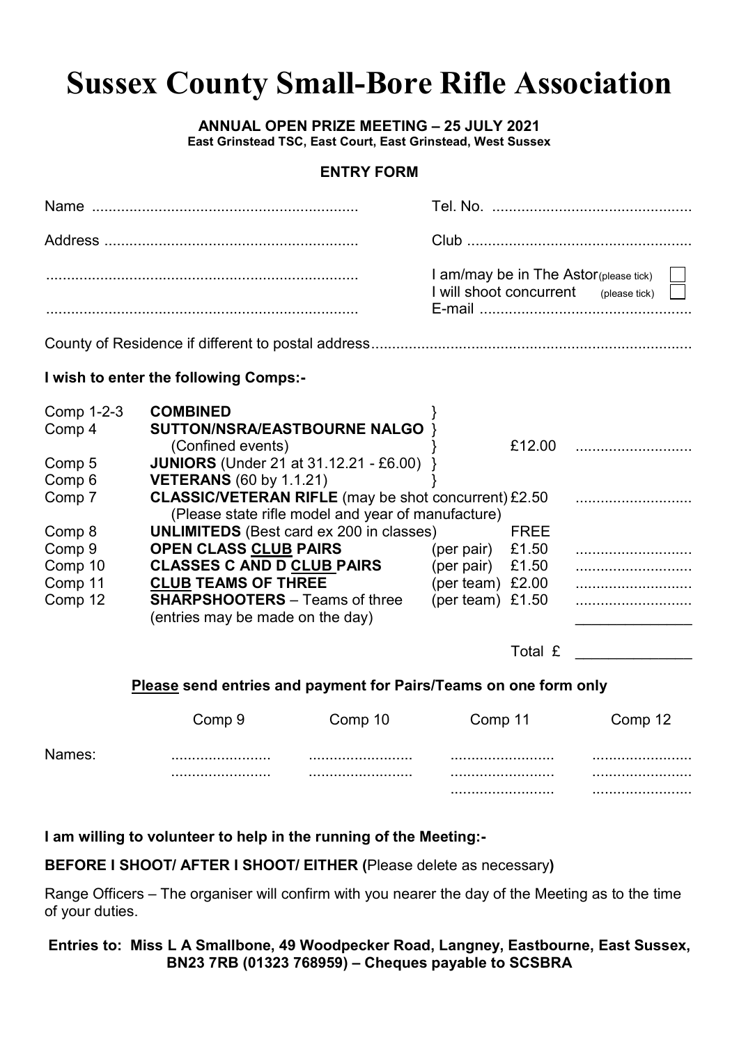# Sussex County Small-Bore Rifle Association

**ANNUAL OPEN PRIZE MEETING – 25 JULY 2021**
**East Grinstead TSC, East Court, East Grinstead, West Sussex**

**ENTRY FORM**

Name ............................................................... Tel. No. ...............................................

Address ............................................................ Club .....................................................

.......................................................................... I am/may be in The Astor (please tick) ☐
I will shoot concurrent (please tick) ☐

.......................................................................... E-mail ..................................................

County of Residence if different to postal address............................................................................

**I wish to enter the following Comps:-**

| | | | | |
|---|---|---|---|---|
| Comp 1-2-3 | **COMBINED** | } | | |
| Comp 4 | **SUTTON/NSRA/EASTBOURNE NALGO** (Confined events) | } | £12.00 | ........................... |
| Comp 5 | **JUNIORS** (Under 21 at 31.12.21 - £6.00) | } | | |
| Comp 6 | **VETERANS** (60 by 1.1.21) | } | | |
| Comp 7 | **CLASSIC/VETERAN RIFLE** (may be shot concurrent) (Please state rifle model and year of manufacture) | | £2.50 | ........................... |
| Comp 8 | **UNLIMITEDS** (Best card ex 200 in classes) | | FREE | |
| Comp 9 | **OPEN CLASS CLUB PAIRS** | (per pair) | £1.50 | ........................... |
| Comp 10 | **CLASSES C AND D CLUB PAIRS** | (per pair) | £1.50 | ........................... |
| Comp 11 | **CLUB TEAMS OF THREE** | (per team) | £2.00 | ........................... |
| Comp 12 | **SHARPSHOOTERS** – Teams of three (entries may be made on the day) | (per team) | £1.50 | ........................... |
| | | | Total £ | ______________ |

**Please send entries and payment for Pairs/Teams on one form only**

| | Comp 9 | Comp 10 | Comp 11 | Comp 12 |
|---|---|---|---|---|
| Names: | ........................ | ........................ | ........................ | ........................ |
| | ........................ | ........................ | ........................ | ........................ |
| | | | ........................ | ........................ |

**I am willing to volunteer to help in the running of the Meeting:-**

**BEFORE I SHOOT/ AFTER I SHOOT/ EITHER (**Please delete as necessary**)**

Range Officers – The organiser will confirm with you nearer the day of the Meeting as to the time of your duties.

**Entries to: Miss L A Smallbone, 49 Woodpecker Road, Langney, Eastbourne, East Sussex, BN23 7RB (01323 768959) – Cheques payable to SCSBRA**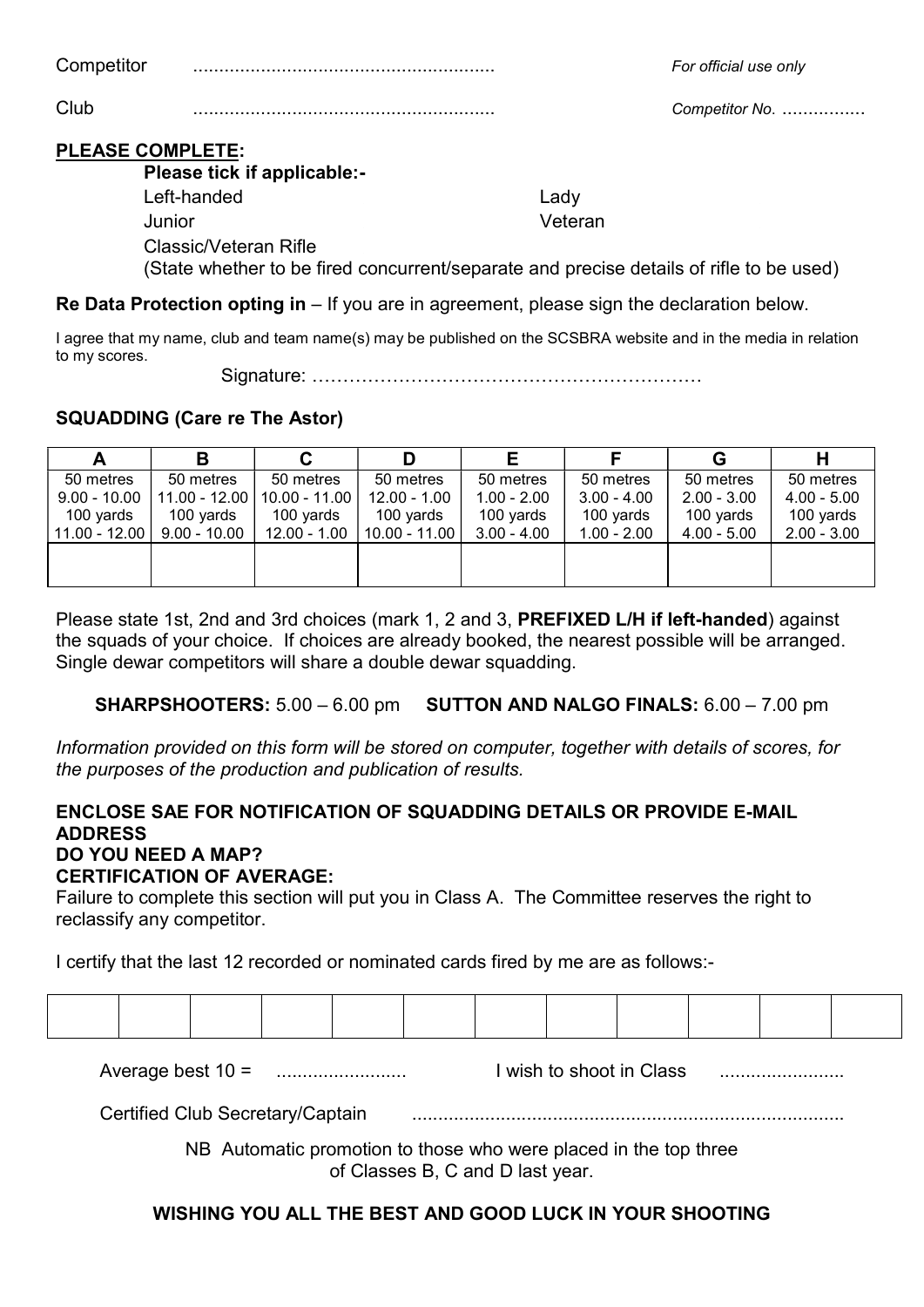Competitor .........................................................

*For official use only*

Club .........................................................

*Competitor No. ................*

**PLEASE COMPLETE:**

**Please tick if applicable:-**

Left-handed

Lady

Junior

Veteran

Classic/Veteran Rifle

(State whether to be fired concurrent/separate and precise details of rifle to be used)

**Re Data Protection opting in** – If you are in agreement, please sign the declaration below.

I agree that my name, club and team name(s) may be published on the SCSBRA website and in the media in relation to my scores.

Signature: ………………………………………………………

**SQUADDING (Care re The Astor)**

| A | B | C | D | E | F | G | H |
|---|---|---|---|---|---|---|---|
| 50 metres 9.00 - 10.00 100 yards 11.00 - 12.00 | 50 metres 11.00 - 12.00 100 yards 9.00 - 10.00 | 50 metres 10.00 - 11.00 100 yards 12.00 - 1.00 | 50 metres 12.00 - 1.00 100 yards 10.00 - 11.00 | 50 metres 1.00 - 2.00 100 yards 3.00 - 4.00 | 50 metres 3.00 - 4.00 100 yards 1.00 - 2.00 | 50 metres 2.00 - 3.00 100 yards 4.00 - 5.00 | 50 metres 4.00 - 5.00 100 yards 2.00 - 3.00 |
| | | | | | | | |

Please state 1st, 2nd and 3rd choices (mark 1, 2 and 3, **PREFIXED L/H if left-handed**) against the squads of your choice. If choices are already booked, the nearest possible will be arranged. Single dewar competitors will share a double dewar squadding.

**SHARPSHOOTERS:** 5.00 – 6.00 pm **SUTTON AND NALGO FINALS:** 6.00 – 7.00 pm

*Information provided on this form will be stored on computer, together with details of scores, for the purposes of the production and publication of results.*

**ENCLOSE SAE FOR NOTIFICATION OF SQUADDING DETAILS OR PROVIDE E-MAIL ADDRESS**

**DO YOU NEED A MAP?**

**CERTIFICATION OF AVERAGE:**

Failure to complete this section will put you in Class A. The Committee reserves the right to reclassify any competitor.

I certify that the last 12 recorded or nominated cards fired by me are as follows:-

| | | | | | | | | | | | |
|---|---|---|---|---|---|---|---|---|---|---|---|
| | | | | | | | | | | | |

Average best 10 = ........................ I wish to shoot in Class ........................

Certified Club Secretary/Captain ..................................................................................

NB Automatic promotion to those who were placed in the top three of Classes B, C and D last year.

**WISHING YOU ALL THE BEST AND GOOD LUCK IN YOUR SHOOTING**